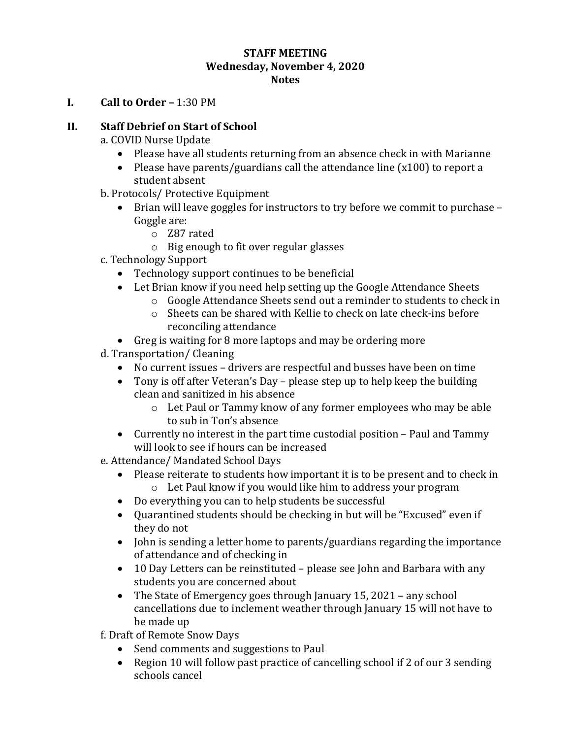**STAFF MEETING**
**Wednesday, November 4, 2020**
**Notes**

**I. Call to Order –** 1:30 PM

**II. Staff Debrief on Start of School**

a. COVID Nurse Update
- Please have all students returning from an absence check in with Marianne
- Please have parents/guardians call the attendance line (x100) to report a student absent

b. Protocols/ Protective Equipment
- Brian will leave goggles for instructors to try before we commit to purchase – Goggle are:
  - Z87 rated
  - Big enough to fit over regular glasses

c. Technology Support
- Technology support continues to be beneficial
- Let Brian know if you need help setting up the Google Attendance Sheets
  - Google Attendance Sheets send out a reminder to students to check in
  - Sheets can be shared with Kellie to check on late check-ins before reconciling attendance
- Greg is waiting for 8 more laptops and may be ordering more

d. Transportation/ Cleaning
- No current issues – drivers are respectful and busses have been on time
- Tony is off after Veteran's Day – please step up to help keep the building clean and sanitized in his absence
  - Let Paul or Tammy know of any former employees who may be able to sub in Ton's absence
- Currently no interest in the part time custodial position – Paul and Tammy will look to see if hours can be increased

e. Attendance/ Mandated School Days
- Please reiterate to students how important it is to be present and to check in
  - Let Paul know if you would like him to address your program
- Do everything you can to help students be successful
- Quarantined students should be checking in but will be "Excused" even if they do not
- John is sending a letter home to parents/guardians regarding the importance of attendance and of checking in
- 10 Day Letters can be reinstituted – please see John and Barbara with any students you are concerned about
- The State of Emergency goes through January 15, 2021 – any school cancellations due to inclement weather through January 15 will not have to be made up

f. Draft of Remote Snow Days
- Send comments and suggestions to Paul
- Region 10 will follow past practice of cancelling school if 2 of our 3 sending schools cancel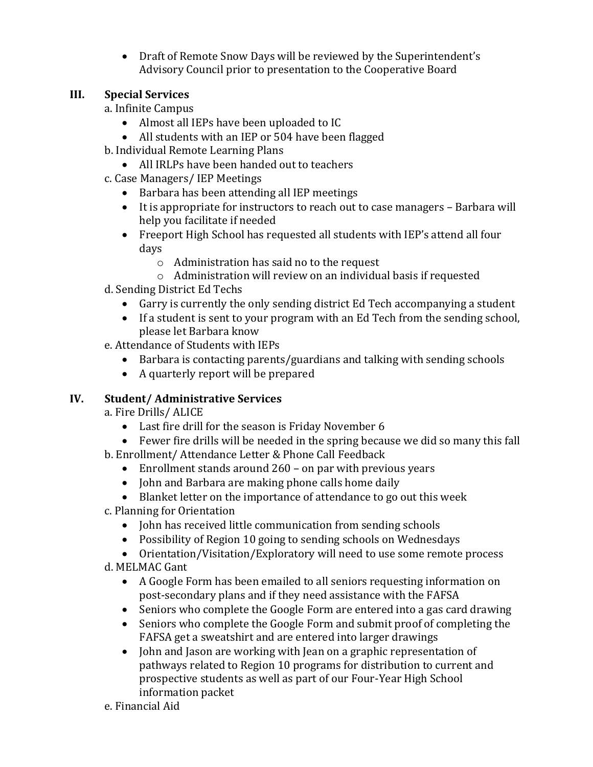- Draft of Remote Snow Days will be reviewed by the Superintendent's Advisory Council prior to presentation to the Cooperative Board

## III. Special Services

a. Infinite Campus

- Almost all IEPs have been uploaded to IC
- All students with an IEP or 504 have been flagged

b. Individual Remote Learning Plans

- All IRLPs have been handed out to teachers

c. Case Managers/ IEP Meetings

- Barbara has been attending all IEP meetings
- It is appropriate for instructors to reach out to case managers – Barbara will help you facilitate if needed
- Freeport High School has requested all students with IEP's attend all four days
    - Administration has said no to the request
    - Administration will review on an individual basis if requested

d. Sending District Ed Techs

- Garry is currently the only sending district Ed Tech accompanying a student
- If a student is sent to your program with an Ed Tech from the sending school, please let Barbara know

e. Attendance of Students with IEPs

- Barbara is contacting parents/guardians and talking with sending schools
- A quarterly report will be prepared

## IV. Student/ Administrative Services

a. Fire Drills/ ALICE

- Last fire drill for the season is Friday November 6
- Fewer fire drills will be needed in the spring because we did so many this fall

b. Enrollment/ Attendance Letter & Phone Call Feedback

- Enrollment stands around 260 – on par with previous years
- John and Barbara are making phone calls home daily
- Blanket letter on the importance of attendance to go out this week

c. Planning for Orientation

- John has received little communication from sending schools
- Possibility of Region 10 going to sending schools on Wednesdays
- Orientation/Visitation/Exploratory will need to use some remote process

d. MELMAC Gant

- A Google Form has been emailed to all seniors requesting information on post-secondary plans and if they need assistance with the FAFSA
- Seniors who complete the Google Form are entered into a gas card drawing
- Seniors who complete the Google Form and submit proof of completing the FAFSA get a sweatshirt and are entered into larger drawings
- John and Jason are working with Jean on a graphic representation of pathways related to Region 10 programs for distribution to current and prospective students as well as part of our Four-Year High School information packet

e. Financial Aid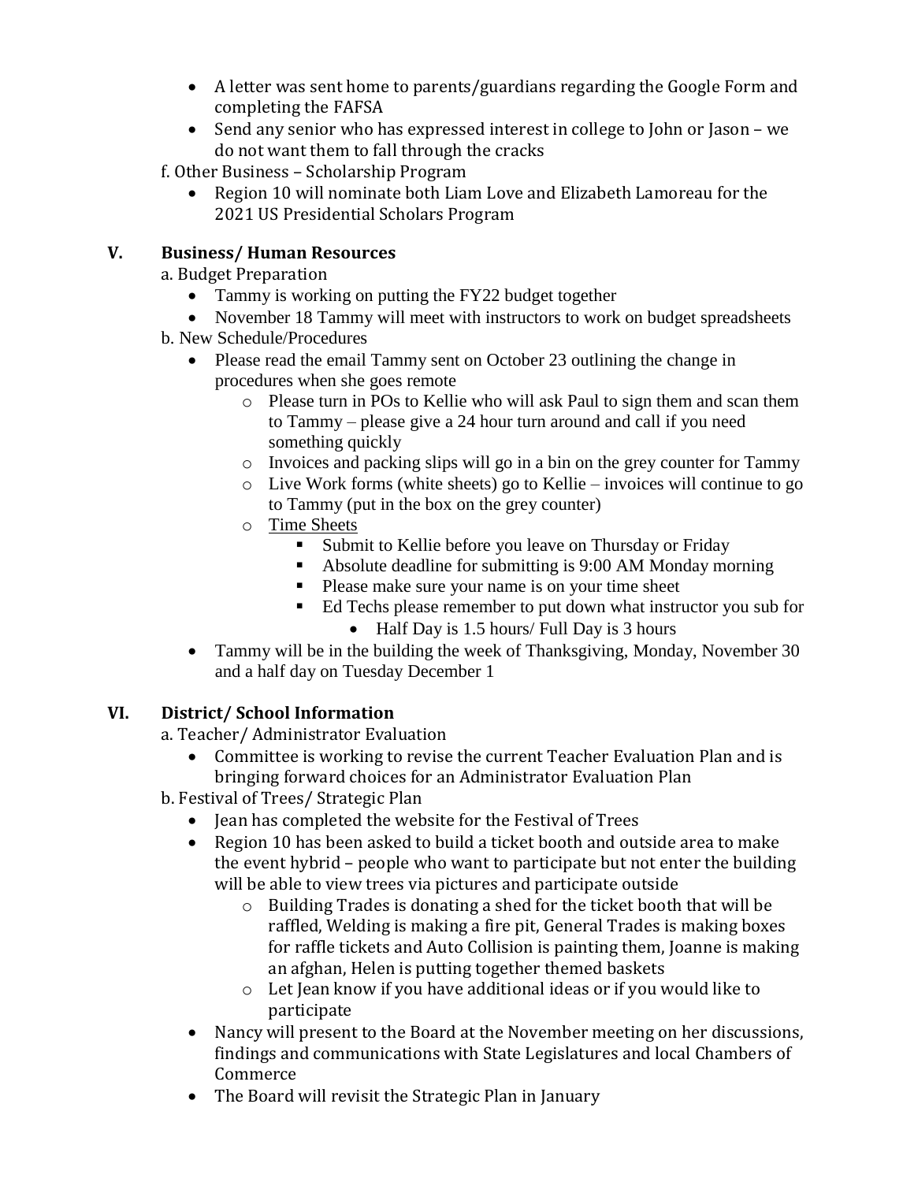- A letter was sent home to parents/guardians regarding the Google Form and completing the FAFSA
- Send any senior who has expressed interest in college to John or Jason – we do not want them to fall through the cracks

f. Other Business – Scholarship Program

- Region 10 will nominate both Liam Love and Elizabeth Lamoreau for the 2021 US Presidential Scholars Program

## V. Business/ Human Resources

a. Budget Preparation

- Tammy is working on putting the FY22 budget together
- November 18 Tammy will meet with instructors to work on budget spreadsheets

b. New Schedule/Procedures

- Please read the email Tammy sent on October 23 outlining the change in procedures when she goes remote
  - Please turn in POs to Kellie who will ask Paul to sign them and scan them to Tammy – please give a 24 hour turn around and call if you need something quickly
  - Invoices and packing slips will go in a bin on the grey counter for Tammy
  - Live Work forms (white sheets) go to Kellie – invoices will continue to go to Tammy (put in the box on the grey counter)
  - <u>Time Sheets</u>
    - Submit to Kellie before you leave on Thursday or Friday
    - Absolute deadline for submitting is 9:00 AM Monday morning
    - Please make sure your name is on your time sheet
    - Ed Techs please remember to put down what instructor you sub for
      - Half Day is 1.5 hours/ Full Day is 3 hours
- Tammy will be in the building the week of Thanksgiving, Monday, November 30 and a half day on Tuesday December 1

## VI. District/ School Information

a. Teacher/ Administrator Evaluation

- Committee is working to revise the current Teacher Evaluation Plan and is bringing forward choices for an Administrator Evaluation Plan

b. Festival of Trees/ Strategic Plan

- Jean has completed the website for the Festival of Trees
- Region 10 has been asked to build a ticket booth and outside area to make the event hybrid – people who want to participate but not enter the building will be able to view trees via pictures and participate outside
  - Building Trades is donating a shed for the ticket booth that will be raffled, Welding is making a fire pit, General Trades is making boxes for raffle tickets and Auto Collision is painting them, Joanne is making an afghan, Helen is putting together themed baskets
  - Let Jean know if you have additional ideas or if you would like to participate
- Nancy will present to the Board at the November meeting on her discussions, findings and communications with State Legislatures and local Chambers of Commerce
- The Board will revisit the Strategic Plan in January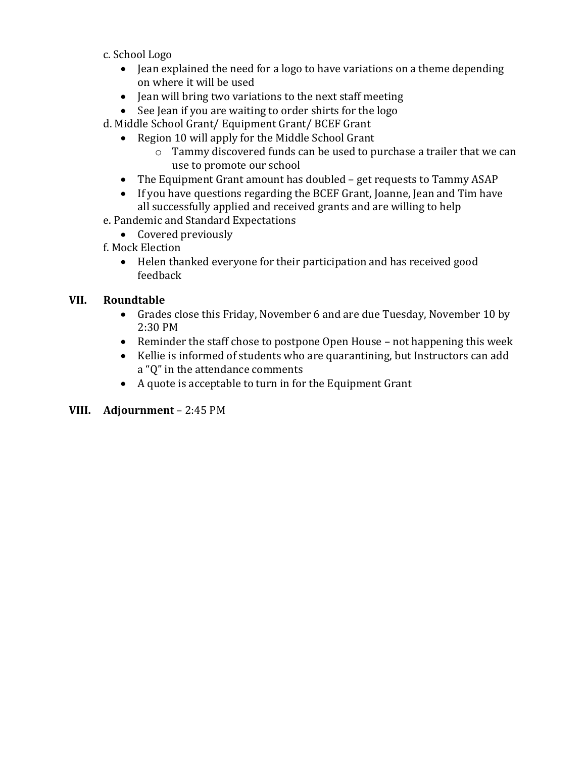c. School Logo

- Jean explained the need for a logo to have variations on a theme depending on where it will be used
- Jean will bring two variations to the next staff meeting
- See Jean if you are waiting to order shirts for the logo

d. Middle School Grant/ Equipment Grant/ BCEF Grant

- Region 10 will apply for the Middle School Grant
  - Tammy discovered funds can be used to purchase a trailer that we can use to promote our school
- The Equipment Grant amount has doubled – get requests to Tammy ASAP
- If you have questions regarding the BCEF Grant, Joanne, Jean and Tim have all successfully applied and received grants and are willing to help

e. Pandemic and Standard Expectations

- Covered previously

f. Mock Election

- Helen thanked everyone for their participation and has received good feedback

## VII. Roundtable

- Grades close this Friday, November 6 and are due Tuesday, November 10 by 2:30 PM
- Reminder the staff chose to postpone Open House – not happening this week
- Kellie is informed of students who are quarantining, but Instructors can add a "Q" in the attendance comments
- A quote is acceptable to turn in for the Equipment Grant

## VIII. Adjournment – 2:45 PM